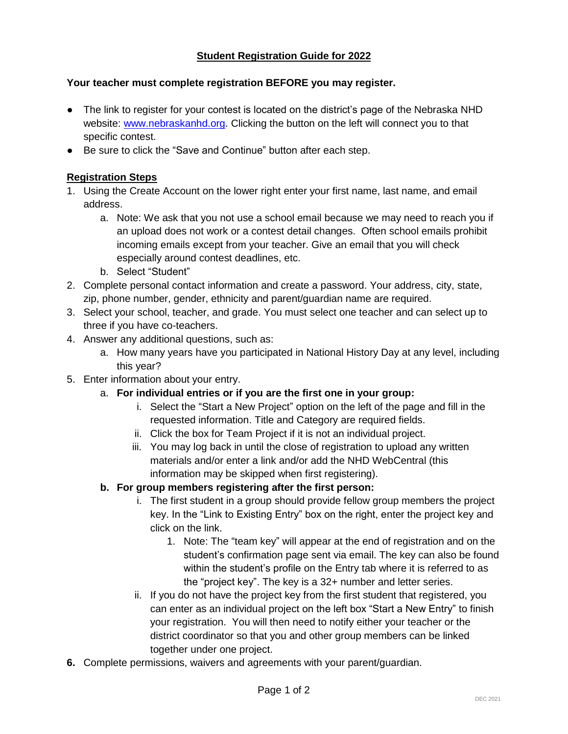# Student Registration Guide for 2022

**Your teacher must complete registration BEFORE you may register.**

- The link to register for your contest is located on the district's page of the Nebraska NHD website: [www.nebraskanhd.org](http://www.nebraskanhd.org). Clicking the button on the left will connect you to that specific contest.
- Be sure to click the "Save and Continue" button after each step.

## Registration Steps

1. Using the Create Account on the lower right enter your first name, last name, and email address.
   a. Note: We ask that you not use a school email because we may need to reach you if an upload does not work or a contest detail changes. Often school emails prohibit incoming emails except from your teacher. Give an email that you will check especially around contest deadlines, etc.
   b. Select "Student"
2. Complete personal contact information and create a password. Your address, city, state, zip, phone number, gender, ethnicity and parent/guardian name are required.
3. Select your school, teacher, and grade. You must select one teacher and can select up to three if you have co-teachers.
4. Answer any additional questions, such as:
   a. How many years have you participated in National History Day at any level, including this year?
5. Enter information about your entry.
   a. **For individual entries or if you are the first one in your group:**
      i. Select the "Start a New Project" option on the left of the page and fill in the requested information. Title and Category are required fields.
      ii. Click the box for Team Project if it is not an individual project.
      iii. You may log back in until the close of registration to upload any written materials and/or enter a link and/or add the NHD WebCentral (this information may be skipped when first registering).

   **b. For group members registering after the first person:**
      i. The first student in a group should provide fellow group members the project key. In the "Link to Existing Entry" box on the right, enter the project key and click on the link.
         1. Note: The "team key" will appear at the end of registration and on the student's confirmation page sent via email. The key can also be found within the student's profile on the Entry tab where it is referred to as the "project key". The key is a 32+ number and letter series.
      ii. If you do not have the project key from the first student that registered, you can enter as an individual project on the left box "Start a New Entry" to finish your registration. You will then need to notify either your teacher or the district coordinator so that you and other group members can be linked together under one project.
6. Complete permissions, waivers and agreements with your parent/guardian.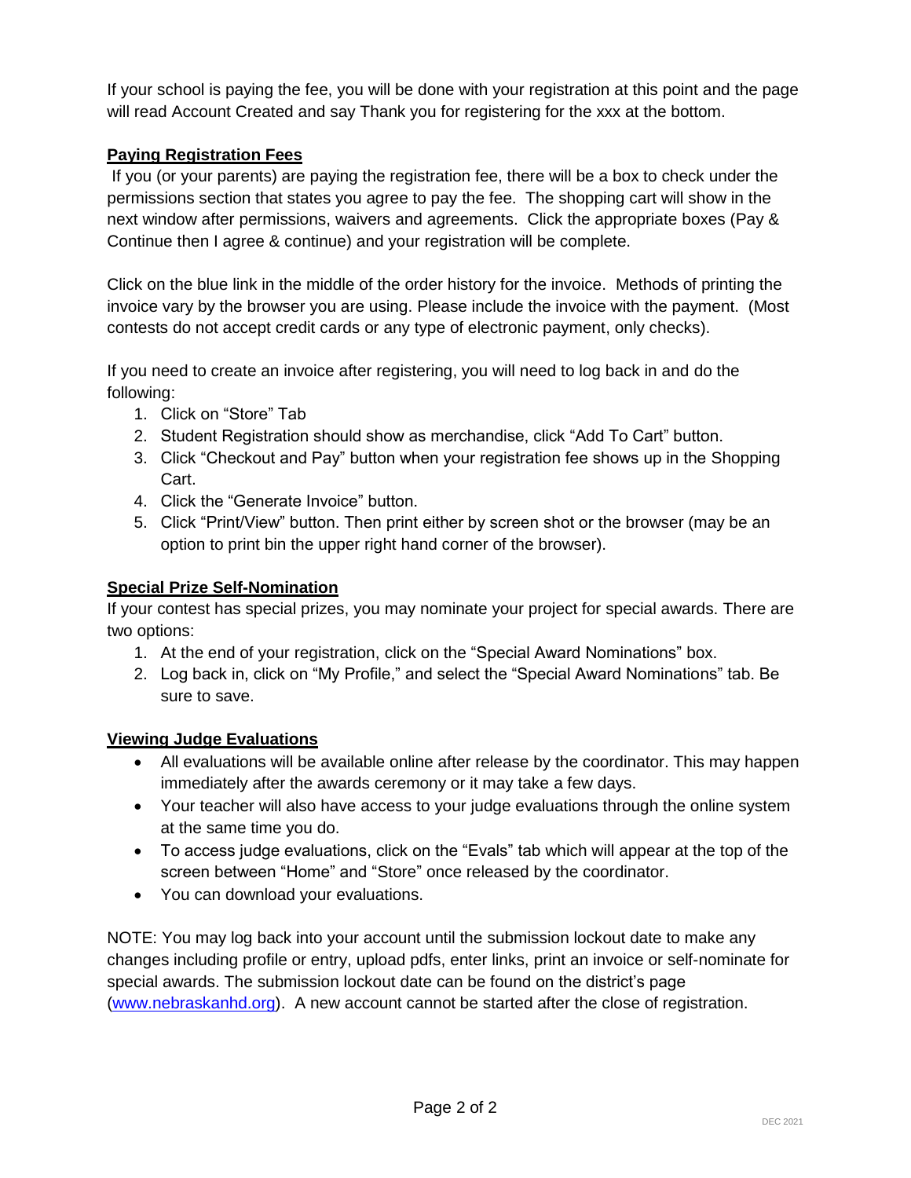If your school is paying the fee, you will be done with your registration at this point and the page will read Account Created and say Thank you for registering for the xxx at the bottom.

## Paying Registration Fees

If you (or your parents) are paying the registration fee, there will be a box to check under the permissions section that states you agree to pay the fee. The shopping cart will show in the next window after permissions, waivers and agreements. Click the appropriate boxes (Pay & Continue then I agree & continue) and your registration will be complete.

Click on the blue link in the middle of the order history for the invoice. Methods of printing the invoice vary by the browser you are using. Please include the invoice with the payment. (Most contests do not accept credit cards or any type of electronic payment, only checks).

If you need to create an invoice after registering, you will need to log back in and do the following:

1. Click on "Store" Tab
2. Student Registration should show as merchandise, click "Add To Cart" button.
3. Click "Checkout and Pay" button when your registration fee shows up in the Shopping Cart.
4. Click the "Generate Invoice" button.
5. Click "Print/View" button. Then print either by screen shot or the browser (may be an option to print bin the upper right hand corner of the browser).

## Special Prize Self-Nomination

If your contest has special prizes, you may nominate your project for special awards. There are two options:

1. At the end of your registration, click on the "Special Award Nominations" box.
2. Log back in, click on "My Profile," and select the "Special Award Nominations" tab. Be sure to save.

## Viewing Judge Evaluations

- All evaluations will be available online after release by the coordinator. This may happen immediately after the awards ceremony or it may take a few days.
- Your teacher will also have access to your judge evaluations through the online system at the same time you do.
- To access judge evaluations, click on the "Evals" tab which will appear at the top of the screen between "Home" and "Store" once released by the coordinator.
- You can download your evaluations.

NOTE: You may log back into your account until the submission lockout date to make any changes including profile or entry, upload pdfs, enter links, print an invoice or self-nominate for special awards. The submission lockout date can be found on the district's page (www.nebraskanhd.org). A new account cannot be started after the close of registration.

DEC 2021